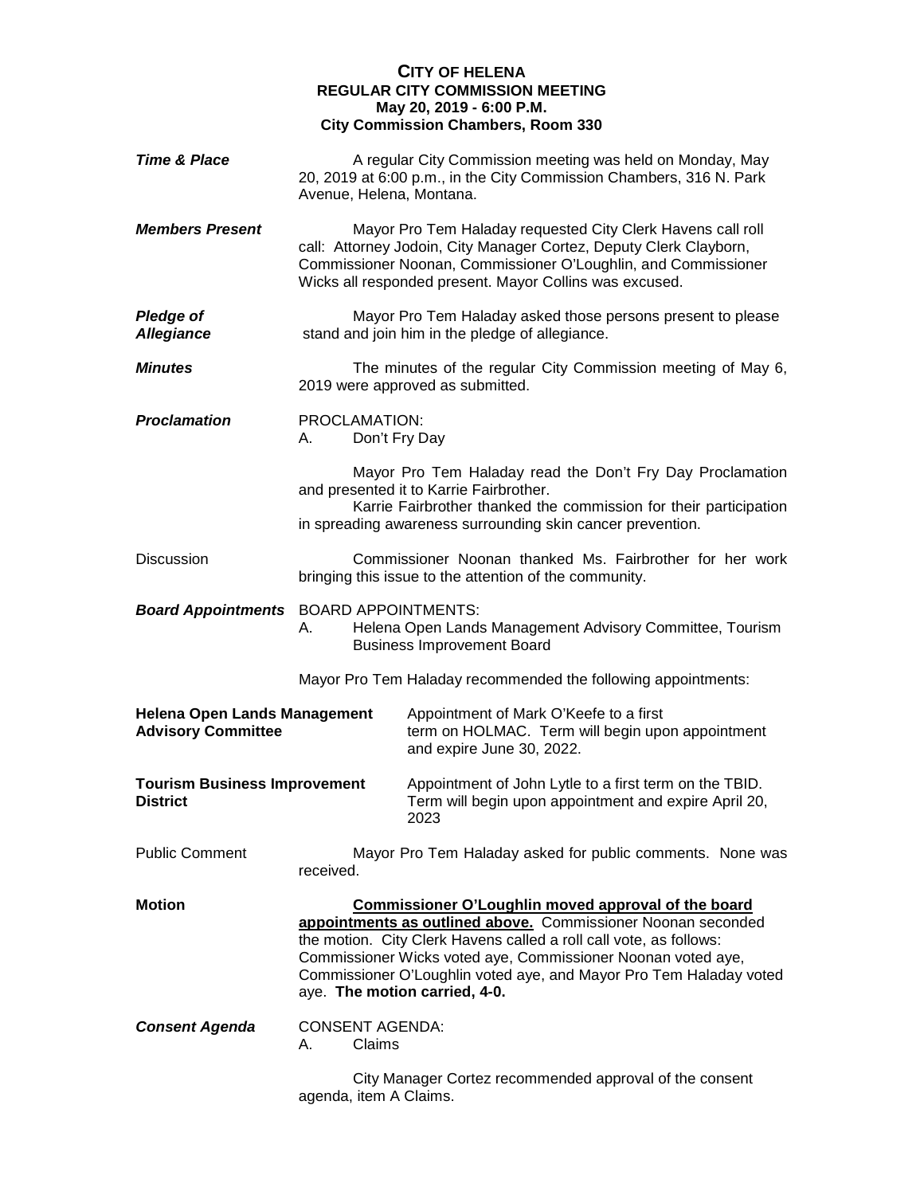# CITY OF HELENA
## REGULAR CITY COMMISSION MEETING
### May 20, 2019 - 6:00 P.M.
### City Commission Chambers, Room 330

***Time & Place***

A regular City Commission meeting was held on Monday, May 20, 2019 at 6:00 p.m., in the City Commission Chambers, 316 N. Park Avenue, Helena, Montana.

***Members Present***

Mayor Pro Tem Haladay requested City Clerk Havens call roll call: Attorney Jodoin, City Manager Cortez, Deputy Clerk Clayborn, Commissioner Noonan, Commissioner O'Loughlin, and Commissioner Wicks all responded present. Mayor Collins was excused.

***Pledge of Allegiance***

Mayor Pro Tem Haladay asked those persons present to please stand and join him in the pledge of allegiance.

***Minutes***

The minutes of the regular City Commission meeting of May 6, 2019 were approved as submitted.

***Proclamation***

PROCLAMATION:
A. Don't Fry Day

Mayor Pro Tem Haladay read the Don't Fry Day Proclamation and presented it to Karrie Fairbrother.

Karrie Fairbrother thanked the commission for their participation in spreading awareness surrounding skin cancer prevention.

Discussion

Commissioner Noonan thanked Ms. Fairbrother for her work bringing this issue to the attention of the community.

***Board Appointments***

BOARD APPOINTMENTS:
A. Helena Open Lands Management Advisory Committee, Tourism Business Improvement Board

Mayor Pro Tem Haladay recommended the following appointments:

**Helena Open Lands Management Advisory Committee**

Appointment of Mark O'Keefe to a first term on HOLMAC. Term will begin upon appointment and expire June 30, 2022.

**Tourism Business Improvement District**

Appointment of John Lytle to a first term on the TBID. Term will begin upon appointment and expire April 20, 2023

Public Comment

Mayor Pro Tem Haladay asked for public comments. None was received.

**Motion**

**<u>Commissioner O'Loughlin moved approval of the board appointments as outlined above.</u>** Commissioner Noonan seconded the motion. City Clerk Havens called a roll call vote, as follows: Commissioner Wicks voted aye, Commissioner Noonan voted aye, Commissioner O'Loughlin voted aye, and Mayor Pro Tem Haladay voted aye. **The motion carried, 4-0.**

***Consent Agenda***

CONSENT AGENDA:
A. Claims

City Manager Cortez recommended approval of the consent agenda, item A Claims.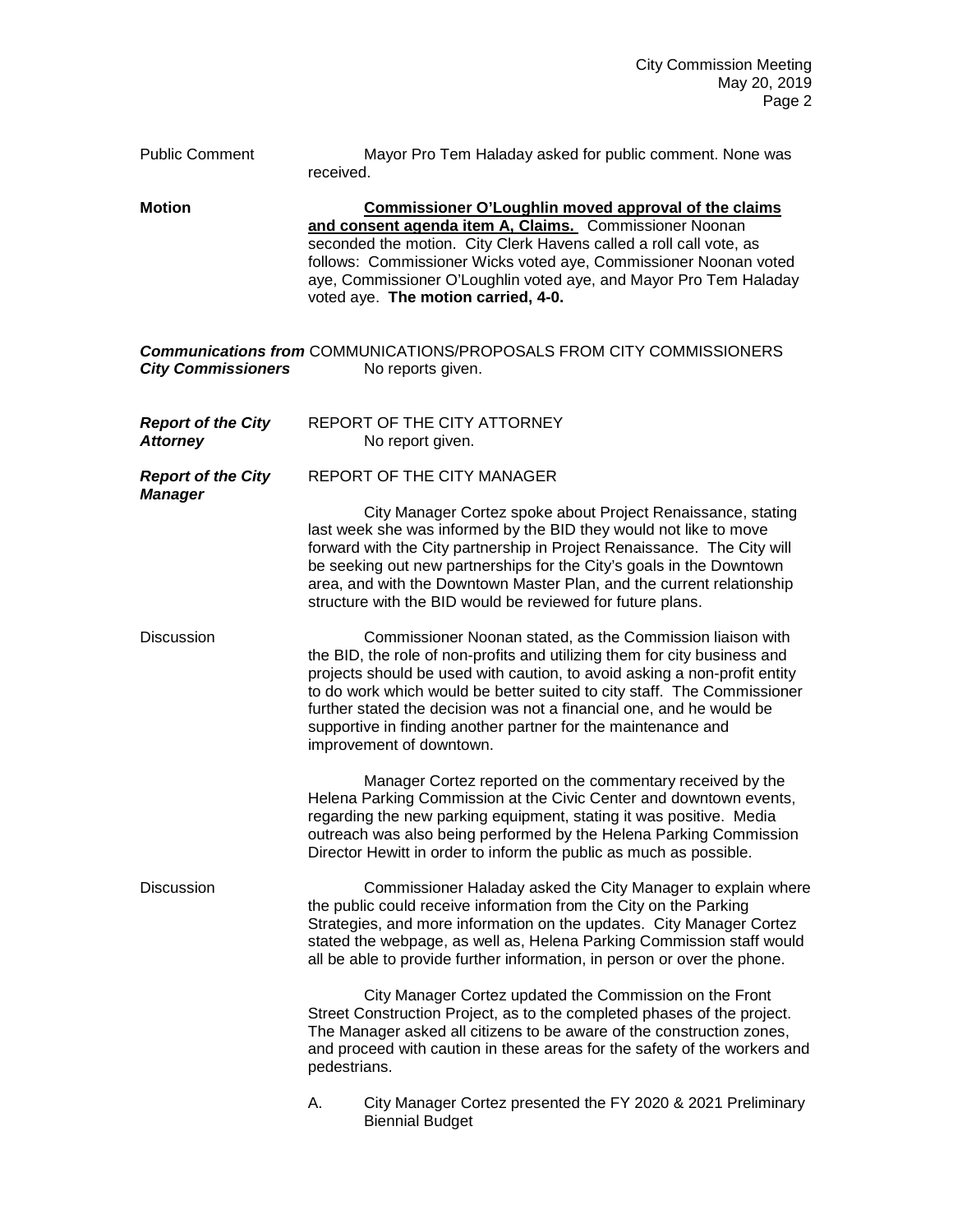**Public Comment**

Mayor Pro Tem Haladay asked for public comment. None was received.

**Motion**

**Commissioner O'Loughlin moved approval of the claims and consent agenda item A, Claims.** Commissioner Noonan seconded the motion. City Clerk Havens called a roll call vote, as follows: Commissioner Wicks voted aye, Commissioner Noonan voted aye, Commissioner O'Loughlin voted aye, and Mayor Pro Tem Haladay voted aye. **The motion carried, 4-0.**

***Communications from City Commissioners***

COMMUNICATIONS/PROPOSALS FROM CITY COMMISSIONERS

No reports given.

***Report of the City Attorney***

REPORT OF THE CITY ATTORNEY

No report given.

***Report of the City Manager***

REPORT OF THE CITY MANAGER

City Manager Cortez spoke about Project Renaissance, stating last week she was informed by the BID they would not like to move forward with the City partnership in Project Renaissance. The City will be seeking out new partnerships for the City's goals in the Downtown area, and with the Downtown Master Plan, and the current relationship structure with the BID would be reviewed for future plans.

**Discussion**

Commissioner Noonan stated, as the Commission liaison with the BID, the role of non-profits and utilizing them for city business and projects should be used with caution, to avoid asking a non-profit entity to do work which would be better suited to city staff. The Commissioner further stated the decision was not a financial one, and he would be supportive in finding another partner for the maintenance and improvement of downtown.

Manager Cortez reported on the commentary received by the Helena Parking Commission at the Civic Center and downtown events, regarding the new parking equipment, stating it was positive. Media outreach was also being performed by the Helena Parking Commission Director Hewitt in order to inform the public as much as possible.

**Discussion**

Commissioner Haladay asked the City Manager to explain where the public could receive information from the City on the Parking Strategies, and more information on the updates. City Manager Cortez stated the webpage, as well as, Helena Parking Commission staff would all be able to provide further information, in person or over the phone.

City Manager Cortez updated the Commission on the Front Street Construction Project, as to the completed phases of the project. The Manager asked all citizens to be aware of the construction zones, and proceed with caution in these areas for the safety of the workers and pedestrians.

A. City Manager Cortez presented the FY 2020 & 2021 Preliminary Biennial Budget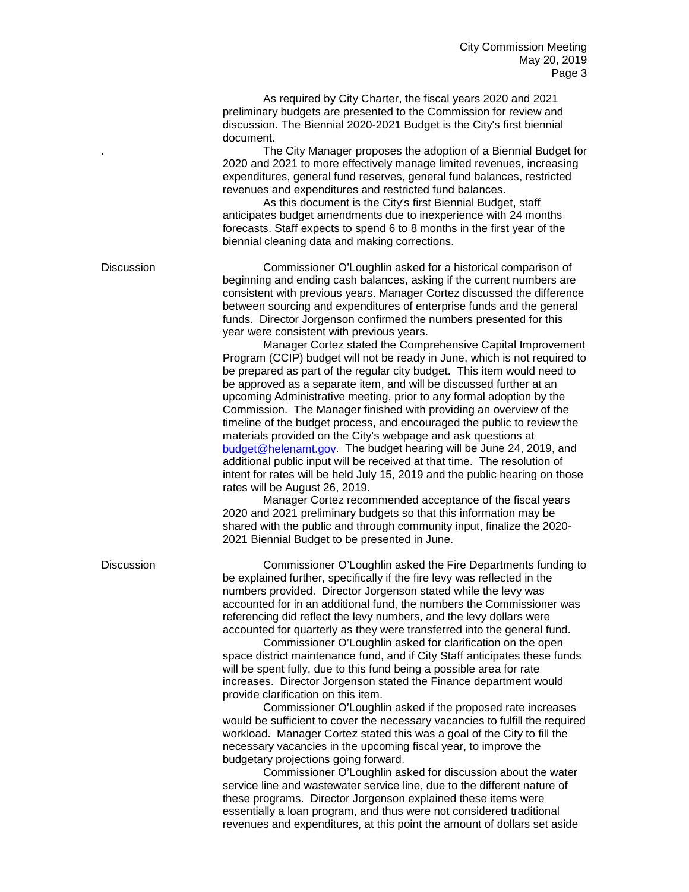As required by City Charter, the fiscal years 2020 and 2021 preliminary budgets are presented to the Commission for review and discussion. The Biennial 2020-2021 Budget is the City's first biennial document.

The City Manager proposes the adoption of a Biennial Budget for 2020 and 2021 to more effectively manage limited revenues, increasing expenditures, general fund reserves, general fund balances, restricted revenues and expenditures and restricted fund balances.

As this document is the City's first Biennial Budget, staff anticipates budget amendments due to inexperience with 24 months forecasts. Staff expects to spend 6 to 8 months in the first year of the biennial cleaning data and making corrections.

**Discussion**

Commissioner O'Loughlin asked for a historical comparison of beginning and ending cash balances, asking if the current numbers are consistent with previous years. Manager Cortez discussed the difference between sourcing and expenditures of enterprise funds and the general funds. Director Jorgenson confirmed the numbers presented for this year were consistent with previous years.

Manager Cortez stated the Comprehensive Capital Improvement Program (CCIP) budget will not be ready in June, which is not required to be prepared as part of the regular city budget. This item would need to be approved as a separate item, and will be discussed further at an upcoming Administrative meeting, prior to any formal adoption by the Commission. The Manager finished with providing an overview of the timeline of the budget process, and encouraged the public to review the materials provided on the City's webpage and ask questions at budget@helenamt.gov. The budget hearing will be June 24, 2019, and additional public input will be received at that time. The resolution of intent for rates will be held July 15, 2019 and the public hearing on those rates will be August 26, 2019.

Manager Cortez recommended acceptance of the fiscal years 2020 and 2021 preliminary budgets so that this information may be shared with the public and through community input, finalize the 2020-2021 Biennial Budget to be presented in June.

**Discussion**

Commissioner O'Loughlin asked the Fire Departments funding to be explained further, specifically if the fire levy was reflected in the numbers provided. Director Jorgenson stated while the levy was accounted for in an additional fund, the numbers the Commissioner was referencing did reflect the levy numbers, and the levy dollars were accounted for quarterly as they were transferred into the general fund.

Commissioner O'Loughlin asked for clarification on the open space district maintenance fund, and if City Staff anticipates these funds will be spent fully, due to this fund being a possible area for rate increases. Director Jorgenson stated the Finance department would provide clarification on this item.

Commissioner O'Loughlin asked if the proposed rate increases would be sufficient to cover the necessary vacancies to fulfill the required workload. Manager Cortez stated this was a goal of the City to fill the necessary vacancies in the upcoming fiscal year, to improve the budgetary projections going forward.

Commissioner O'Loughlin asked for discussion about the water service line and wastewater service line, due to the different nature of these programs. Director Jorgenson explained these items were essentially a loan program, and thus were not considered traditional revenues and expenditures, at this point the amount of dollars set aside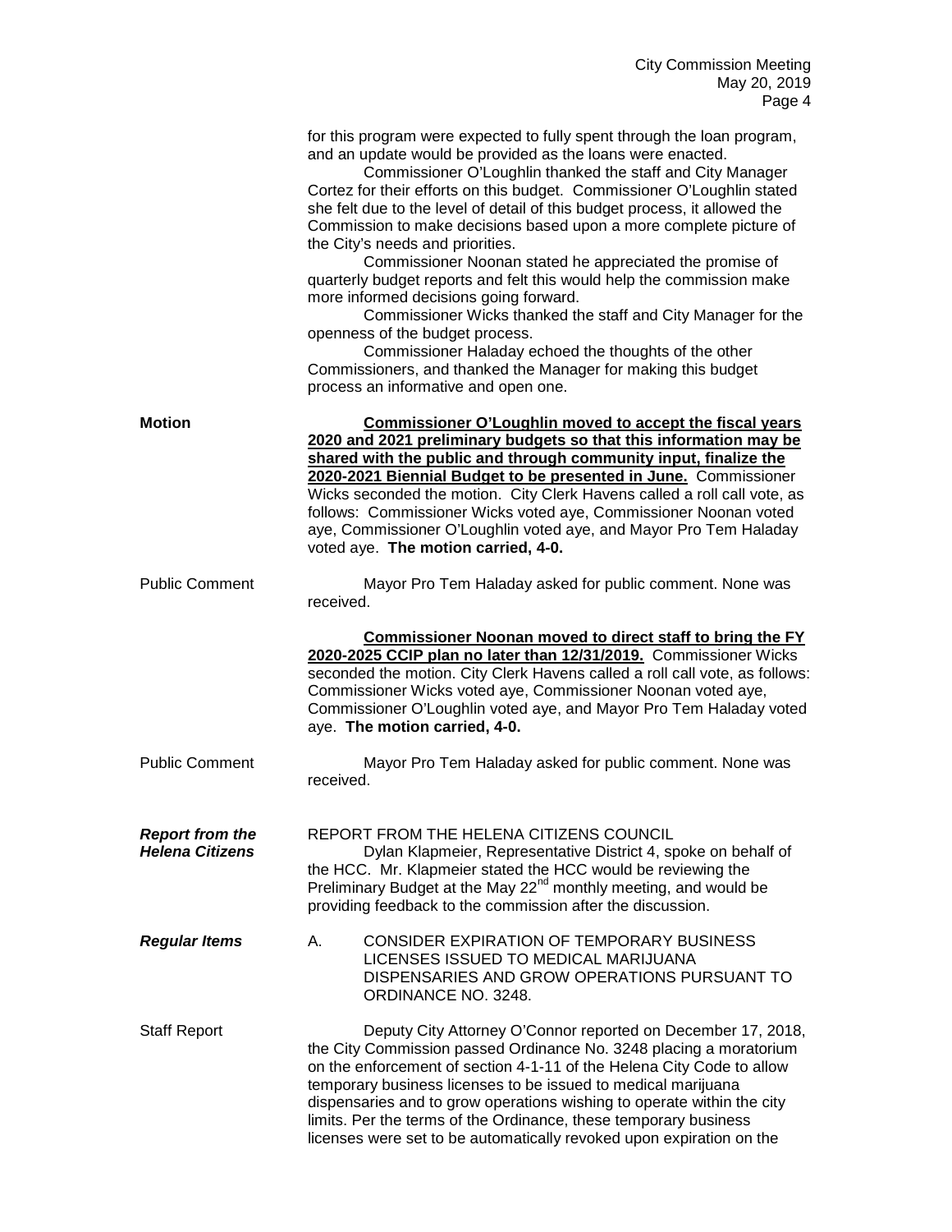for this program were expected to fully spent through the loan program, and an update would be provided as the loans were enacted.

Commissioner O'Loughlin thanked the staff and City Manager Cortez for their efforts on this budget. Commissioner O'Loughlin stated she felt due to the level of detail of this budget process, it allowed the Commission to make decisions based upon a more complete picture of the City's needs and priorities.

Commissioner Noonan stated he appreciated the promise of quarterly budget reports and felt this would help the commission make more informed decisions going forward.

Commissioner Wicks thanked the staff and City Manager for the openness of the budget process.

Commissioner Haladay echoed the thoughts of the other Commissioners, and thanked the Manager for making this budget process an informative and open one.

**Motion**

**Commissioner O'Loughlin moved to accept the fiscal years 2020 and 2021 preliminary budgets so that this information may be shared with the public and through community input, finalize the 2020-2021 Biennial Budget to be presented in June.** Commissioner Wicks seconded the motion. City Clerk Havens called a roll call vote, as follows: Commissioner Wicks voted aye, Commissioner Noonan voted aye, Commissioner O'Loughlin voted aye, and Mayor Pro Tem Haladay voted aye. **The motion carried, 4-0.**

Public Comment

Mayor Pro Tem Haladay asked for public comment. None was received.

**Commissioner Noonan moved to direct staff to bring the FY 2020-2025 CCIP plan no later than 12/31/2019.** Commissioner Wicks seconded the motion. City Clerk Havens called a roll call vote, as follows: Commissioner Wicks voted aye, Commissioner Noonan voted aye, Commissioner O'Loughlin voted aye, and Mayor Pro Tem Haladay voted aye. **The motion carried, 4-0.**

Public Comment

Mayor Pro Tem Haladay asked for public comment. None was received.

***Report from the Helena Citizens***

REPORT FROM THE HELENA CITIZENS COUNCIL

Dylan Klapmeier, Representative District 4, spoke on behalf of the HCC. Mr. Klapmeier stated the HCC would be reviewing the Preliminary Budget at the May 22nd monthly meeting, and would be providing feedback to the commission after the discussion.

***Regular Items***

A. CONSIDER EXPIRATION OF TEMPORARY BUSINESS LICENSES ISSUED TO MEDICAL MARIJUANA DISPENSARIES AND GROW OPERATIONS PURSUANT TO ORDINANCE NO. 3248.

Staff Report

Deputy City Attorney O'Connor reported on December 17, 2018, the City Commission passed Ordinance No. 3248 placing a moratorium on the enforcement of section 4-1-11 of the Helena City Code to allow temporary business licenses to be issued to medical marijuana dispensaries and to grow operations wishing to operate within the city limits. Per the terms of the Ordinance, these temporary business licenses were set to be automatically revoked upon expiration on the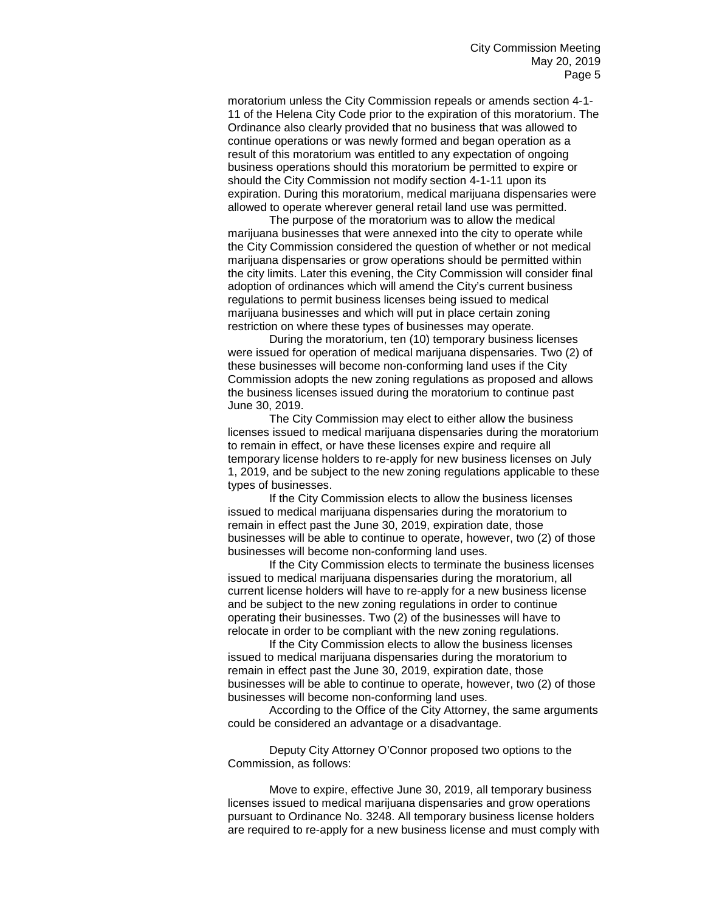moratorium unless the City Commission repeals or amends section 4-1-11 of the Helena City Code prior to the expiration of this moratorium. The Ordinance also clearly provided that no business that was allowed to continue operations or was newly formed and began operation as a result of this moratorium was entitled to any expectation of ongoing business operations should this moratorium be permitted to expire or should the City Commission not modify section 4-1-11 upon its expiration. During this moratorium, medical marijuana dispensaries were allowed to operate wherever general retail land use was permitted.

The purpose of the moratorium was to allow the medical marijuana businesses that were annexed into the city to operate while the City Commission considered the question of whether or not medical marijuana dispensaries or grow operations should be permitted within the city limits. Later this evening, the City Commission will consider final adoption of ordinances which will amend the City's current business regulations to permit business licenses being issued to medical marijuana businesses and which will put in place certain zoning restriction on where these types of businesses may operate.

During the moratorium, ten (10) temporary business licenses were issued for operation of medical marijuana dispensaries. Two (2) of these businesses will become non-conforming land uses if the City Commission adopts the new zoning regulations as proposed and allows the business licenses issued during the moratorium to continue past June 30, 2019.

The City Commission may elect to either allow the business licenses issued to medical marijuana dispensaries during the moratorium to remain in effect, or have these licenses expire and require all temporary license holders to re-apply for new business licenses on July 1, 2019, and be subject to the new zoning regulations applicable to these types of businesses.

If the City Commission elects to allow the business licenses issued to medical marijuana dispensaries during the moratorium to remain in effect past the June 30, 2019, expiration date, those businesses will be able to continue to operate, however, two (2) of those businesses will become non-conforming land uses.

If the City Commission elects to terminate the business licenses issued to medical marijuana dispensaries during the moratorium, all current license holders will have to re-apply for a new business license and be subject to the new zoning regulations in order to continue operating their businesses. Two (2) of the businesses will have to relocate in order to be compliant with the new zoning regulations.

If the City Commission elects to allow the business licenses issued to medical marijuana dispensaries during the moratorium to remain in effect past the June 30, 2019, expiration date, those businesses will be able to continue to operate, however, two (2) of those businesses will become non-conforming land uses.

According to the Office of the City Attorney, the same arguments could be considered an advantage or a disadvantage.

Deputy City Attorney O'Connor proposed two options to the Commission, as follows:

Move to expire, effective June 30, 2019, all temporary business licenses issued to medical marijuana dispensaries and grow operations pursuant to Ordinance No. 3248. All temporary business license holders are required to re-apply for a new business license and must comply with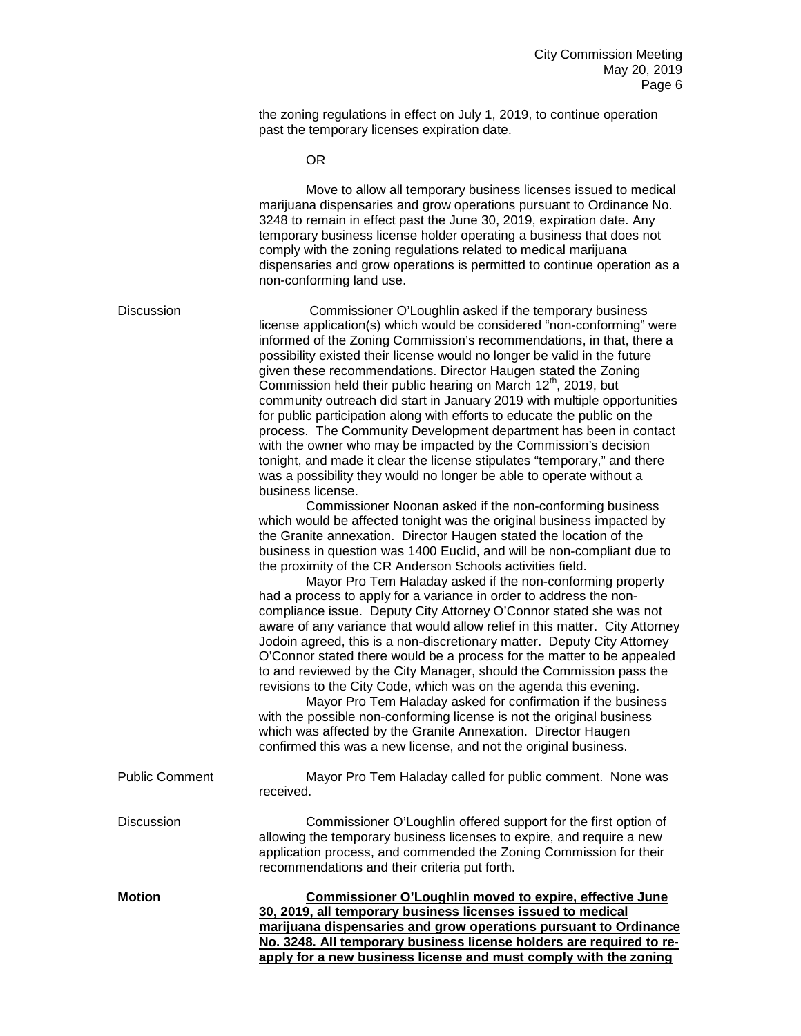the zoning regulations in effect on July 1, 2019, to continue operation past the temporary licenses expiration date.

OR

Move to allow all temporary business licenses issued to medical marijuana dispensaries and grow operations pursuant to Ordinance No. 3248 to remain in effect past the June 30, 2019, expiration date. Any temporary business license holder operating a business that does not comply with the zoning regulations related to medical marijuana dispensaries and grow operations is permitted to continue operation as a non-conforming land use.

Discussion

Commissioner O'Loughlin asked if the temporary business license application(s) which would be considered "non-conforming" were informed of the Zoning Commission's recommendations, in that, there a possibility existed their license would no longer be valid in the future given these recommendations. Director Haugen stated the Zoning Commission held their public hearing on March 12th, 2019, but community outreach did start in January 2019 with multiple opportunities for public participation along with efforts to educate the public on the process. The Community Development department has been in contact with the owner who may be impacted by the Commission's decision tonight, and made it clear the license stipulates "temporary," and there was a possibility they would no longer be able to operate without a business license.

Commissioner Noonan asked if the non-conforming business which would be affected tonight was the original business impacted by the Granite annexation. Director Haugen stated the location of the business in question was 1400 Euclid, and will be non-compliant due to the proximity of the CR Anderson Schools activities field.

Mayor Pro Tem Haladay asked if the non-conforming property had a process to apply for a variance in order to address the non-compliance issue. Deputy City Attorney O'Connor stated she was not aware of any variance that would allow relief in this matter. City Attorney Jodoin agreed, this is a non-discretionary matter. Deputy City Attorney O'Connor stated there would be a process for the matter to be appealed to and reviewed by the City Manager, should the Commission pass the revisions to the City Code, which was on the agenda this evening.

Mayor Pro Tem Haladay asked for confirmation if the business with the possible non-conforming license is not the original business which was affected by the Granite Annexation. Director Haugen confirmed this was a new license, and not the original business.

Public Comment

Mayor Pro Tem Haladay called for public comment. None was received.

Discussion

Commissioner O'Loughlin offered support for the first option of allowing the temporary business licenses to expire, and require a new application process, and commended the Zoning Commission for their recommendations and their criteria put forth.

**Motion**

**Commissioner O'Loughlin moved to expire, effective June 30, 2019, all temporary business licenses issued to medical marijuana dispensaries and grow operations pursuant to Ordinance No. 3248. All temporary business license holders are required to re-apply for a new business license and must comply with the zoning**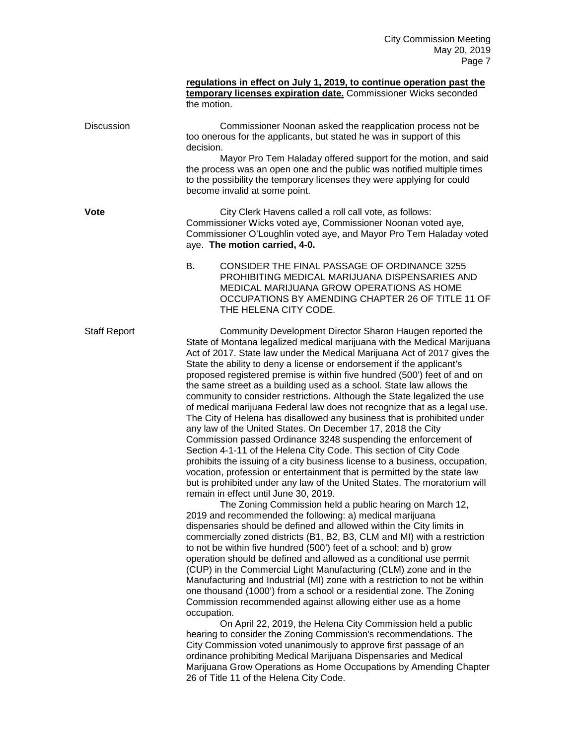**regulations in effect on July 1, 2019, to continue operation past the temporary licenses expiration date.** Commissioner Wicks seconded the motion.

Discussion

Commissioner Noonan asked the reapplication process not be too onerous for the applicants, but stated he was in support of this decision.

Mayor Pro Tem Haladay offered support for the motion, and said the process was an open one and the public was notified multiple times to the possibility the temporary licenses they were applying for could become invalid at some point.

**Vote**

City Clerk Havens called a roll call vote, as follows: Commissioner Wicks voted aye, Commissioner Noonan voted aye, Commissioner O'Loughlin voted aye, and Mayor Pro Tem Haladay voted aye. **The motion carried, 4-0.**

B**.** CONSIDER THE FINAL PASSAGE OF ORDINANCE 3255 PROHIBITING MEDICAL MARIJUANA DISPENSARIES AND MEDICAL MARIJUANA GROW OPERATIONS AS HOME OCCUPATIONS BY AMENDING CHAPTER 26 OF TITLE 11 OF THE HELENA CITY CODE.

Staff Report

Community Development Director Sharon Haugen reported the State of Montana legalized medical marijuana with the Medical Marijuana Act of 2017. State law under the Medical Marijuana Act of 2017 gives the State the ability to deny a license or endorsement if the applicant's proposed registered premise is within five hundred (500') feet of and on the same street as a building used as a school. State law allows the community to consider restrictions. Although the State legalized the use of medical marijuana Federal law does not recognize that as a legal use. The City of Helena has disallowed any business that is prohibited under any law of the United States. On December 17, 2018 the City Commission passed Ordinance 3248 suspending the enforcement of Section 4-1-11 of the Helena City Code. This section of City Code prohibits the issuing of a city business license to a business, occupation, vocation, profession or entertainment that is permitted by the state law but is prohibited under any law of the United States. The moratorium will remain in effect until June 30, 2019.

The Zoning Commission held a public hearing on March 12, 2019 and recommended the following: a) medical marijuana dispensaries should be defined and allowed within the City limits in commercially zoned districts (B1, B2, B3, CLM and MI) with a restriction to not be within five hundred (500') feet of a school; and b) grow operation should be defined and allowed as a conditional use permit (CUP) in the Commercial Light Manufacturing (CLM) zone and in the Manufacturing and Industrial (MI) zone with a restriction to not be within one thousand (1000') from a school or a residential zone. The Zoning Commission recommended against allowing either use as a home occupation.

On April 22, 2019, the Helena City Commission held a public hearing to consider the Zoning Commission's recommendations. The City Commission voted unanimously to approve first passage of an ordinance prohibiting Medical Marijuana Dispensaries and Medical Marijuana Grow Operations as Home Occupations by Amending Chapter 26 of Title 11 of the Helena City Code.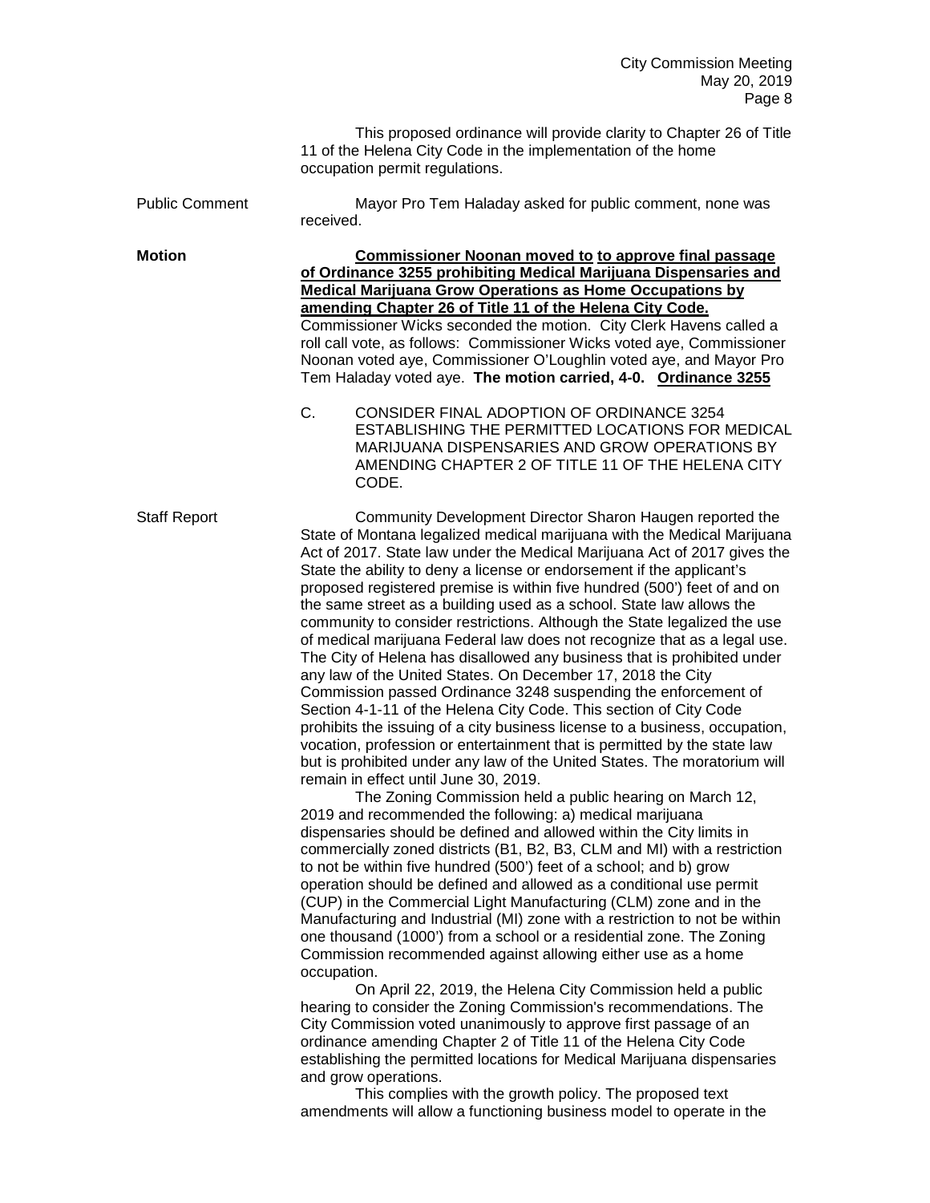This proposed ordinance will provide clarity to Chapter 26 of Title 11 of the Helena City Code in the implementation of the home occupation permit regulations.

Public Comment

Mayor Pro Tem Haladay asked for public comment, none was received.

**Motion**

**Commissioner Noonan moved to to approve final passage of Ordinance 3255 prohibiting Medical Marijuana Dispensaries and Medical Marijuana Grow Operations as Home Occupations by amending Chapter 26 of Title 11 of the Helena City Code.** Commissioner Wicks seconded the motion. City Clerk Havens called a roll call vote, as follows: Commissioner Wicks voted aye, Commissioner Noonan voted aye, Commissioner O'Loughlin voted aye, and Mayor Pro Tem Haladay voted aye. **The motion carried, 4-0. Ordinance 3255**

C. CONSIDER FINAL ADOPTION OF ORDINANCE 3254 ESTABLISHING THE PERMITTED LOCATIONS FOR MEDICAL MARIJUANA DISPENSARIES AND GROW OPERATIONS BY AMENDING CHAPTER 2 OF TITLE 11 OF THE HELENA CITY CODE.

Staff Report

Community Development Director Sharon Haugen reported the State of Montana legalized medical marijuana with the Medical Marijuana Act of 2017. State law under the Medical Marijuana Act of 2017 gives the State the ability to deny a license or endorsement if the applicant's proposed registered premise is within five hundred (500') feet of and on the same street as a building used as a school. State law allows the community to consider restrictions. Although the State legalized the use of medical marijuana Federal law does not recognize that as a legal use. The City of Helena has disallowed any business that is prohibited under any law of the United States. On December 17, 2018 the City Commission passed Ordinance 3248 suspending the enforcement of Section 4-1-11 of the Helena City Code. This section of City Code prohibits the issuing of a city business license to a business, occupation, vocation, profession or entertainment that is permitted by the state law but is prohibited under any law of the United States. The moratorium will remain in effect until June 30, 2019.

The Zoning Commission held a public hearing on March 12, 2019 and recommended the following: a) medical marijuana dispensaries should be defined and allowed within the City limits in commercially zoned districts (B1, B2, B3, CLM and MI) with a restriction to not be within five hundred (500') feet of a school; and b) grow operation should be defined and allowed as a conditional use permit (CUP) in the Commercial Light Manufacturing (CLM) zone and in the Manufacturing and Industrial (MI) zone with a restriction to not be within one thousand (1000') from a school or a residential zone. The Zoning Commission recommended against allowing either use as a home occupation.

On April 22, 2019, the Helena City Commission held a public hearing to consider the Zoning Commission's recommendations. The City Commission voted unanimously to approve first passage of an ordinance amending Chapter 2 of Title 11 of the Helena City Code establishing the permitted locations for Medical Marijuana dispensaries and grow operations.

This complies with the growth policy. The proposed text amendments will allow a functioning business model to operate in the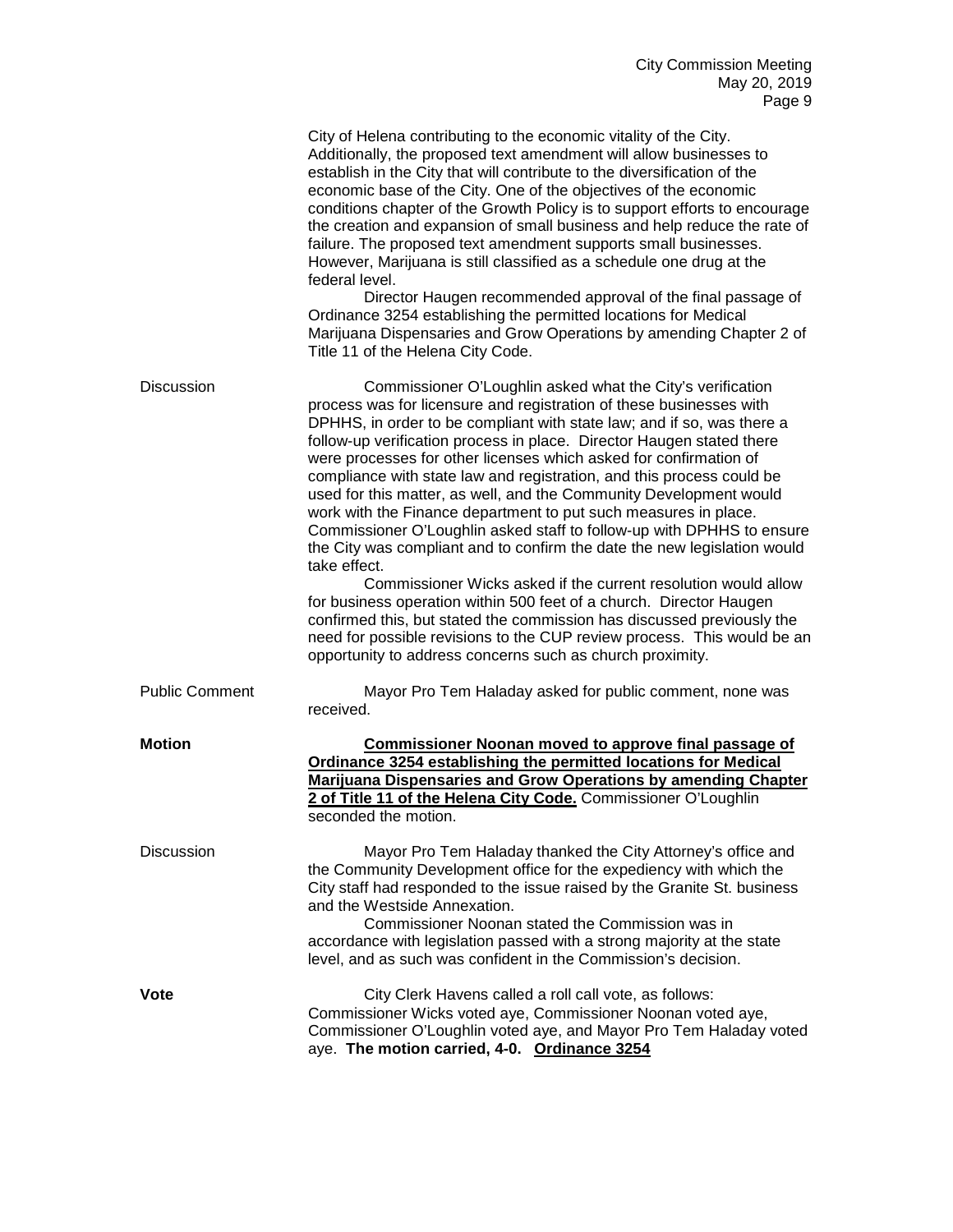City of Helena contributing to the economic vitality of the City. Additionally, the proposed text amendment will allow businesses to establish in the City that will contribute to the diversification of the economic base of the City. One of the objectives of the economic conditions chapter of the Growth Policy is to support efforts to encourage the creation and expansion of small business and help reduce the rate of failure. The proposed text amendment supports small businesses. However, Marijuana is still classified as a schedule one drug at the federal level.

Director Haugen recommended approval of the final passage of Ordinance 3254 establishing the permitted locations for Medical Marijuana Dispensaries and Grow Operations by amending Chapter 2 of Title 11 of the Helena City Code.

**Discussion**

Commissioner O'Loughlin asked what the City's verification process was for licensure and registration of these businesses with DPHHS, in order to be compliant with state law; and if so, was there a follow-up verification process in place. Director Haugen stated there were processes for other licenses which asked for confirmation of compliance with state law and registration, and this process could be used for this matter, as well, and the Community Development would work with the Finance department to put such measures in place. Commissioner O'Loughlin asked staff to follow-up with DPHHS to ensure the City was compliant and to confirm the date the new legislation would take effect.

Commissioner Wicks asked if the current resolution would allow for business operation within 500 feet of a church. Director Haugen confirmed this, but stated the commission has discussed previously the need for possible revisions to the CUP review process. This would be an opportunity to address concerns such as church proximity.

**Public Comment**

Mayor Pro Tem Haladay asked for public comment, none was received.

**Motion**

**Commissioner Noonan moved to approve final passage of Ordinance 3254 establishing the permitted locations for Medical Marijuana Dispensaries and Grow Operations by amending Chapter 2 of Title 11 of the Helena City Code.** Commissioner O'Loughlin seconded the motion.

**Discussion**

Mayor Pro Tem Haladay thanked the City Attorney's office and the Community Development office for the expediency with which the City staff had responded to the issue raised by the Granite St. business and the Westside Annexation.

Commissioner Noonan stated the Commission was in accordance with legislation passed with a strong majority at the state level, and as such was confident in the Commission's decision.

**Vote**

City Clerk Havens called a roll call vote, as follows: Commissioner Wicks voted aye, Commissioner Noonan voted aye, Commissioner O'Loughlin voted aye, and Mayor Pro Tem Haladay voted aye. **The motion carried, 4-0. Ordinance 3254**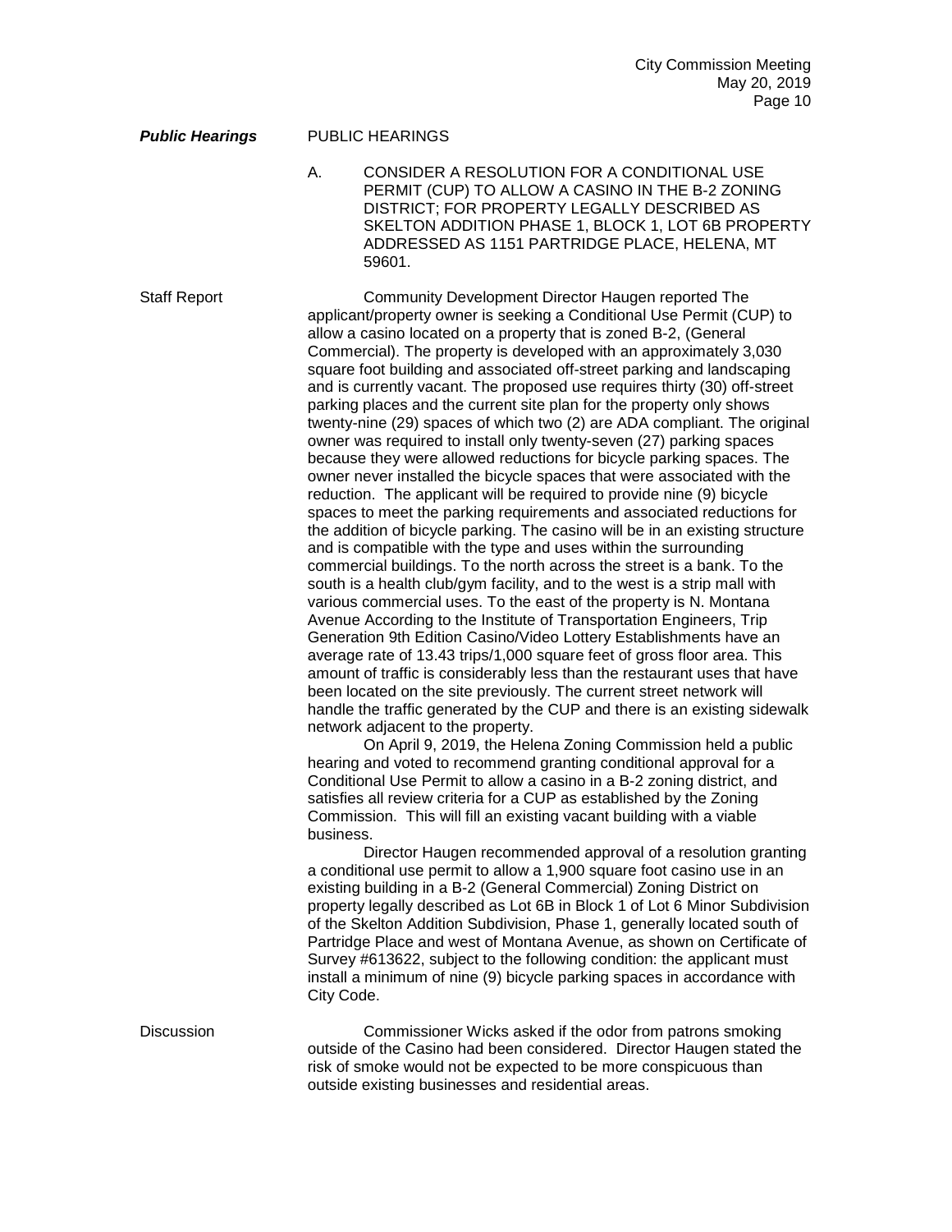***Public Hearings*** PUBLIC HEARINGS

A. CONSIDER A RESOLUTION FOR A CONDITIONAL USE PERMIT (CUP) TO ALLOW A CASINO IN THE B-2 ZONING DISTRICT; FOR PROPERTY LEGALLY DESCRIBED AS SKELTON ADDITION PHASE 1, BLOCK 1, LOT 6B PROPERTY ADDRESSED AS 1151 PARTRIDGE PLACE, HELENA, MT 59601.

Staff Report

Community Development Director Haugen reported The applicant/property owner is seeking a Conditional Use Permit (CUP) to allow a casino located on a property that is zoned B-2, (General Commercial). The property is developed with an approximately 3,030 square foot building and associated off-street parking and landscaping and is currently vacant. The proposed use requires thirty (30) off-street parking places and the current site plan for the property only shows twenty-nine (29) spaces of which two (2) are ADA compliant. The original owner was required to install only twenty-seven (27) parking spaces because they were allowed reductions for bicycle parking spaces. The owner never installed the bicycle spaces that were associated with the reduction. The applicant will be required to provide nine (9) bicycle spaces to meet the parking requirements and associated reductions for the addition of bicycle parking. The casino will be in an existing structure and is compatible with the type and uses within the surrounding commercial buildings. To the north across the street is a bank. To the south is a health club/gym facility, and to the west is a strip mall with various commercial uses. To the east of the property is N. Montana Avenue According to the Institute of Transportation Engineers, Trip Generation 9th Edition Casino/Video Lottery Establishments have an average rate of 13.43 trips/1,000 square feet of gross floor area. This amount of traffic is considerably less than the restaurant uses that have been located on the site previously. The current street network will handle the traffic generated by the CUP and there is an existing sidewalk network adjacent to the property.

On April 9, 2019, the Helena Zoning Commission held a public hearing and voted to recommend granting conditional approval for a Conditional Use Permit to allow a casino in a B-2 zoning district, and satisfies all review criteria for a CUP as established by the Zoning Commission. This will fill an existing vacant building with a viable business.

Director Haugen recommended approval of a resolution granting a conditional use permit to allow a 1,900 square foot casino use in an existing building in a B-2 (General Commercial) Zoning District on property legally described as Lot 6B in Block 1 of Lot 6 Minor Subdivision of the Skelton Addition Subdivision, Phase 1, generally located south of Partridge Place and west of Montana Avenue, as shown on Certificate of Survey #613622, subject to the following condition: the applicant must install a minimum of nine (9) bicycle parking spaces in accordance with City Code.

Discussion

Commissioner Wicks asked if the odor from patrons smoking outside of the Casino had been considered. Director Haugen stated the risk of smoke would not be expected to be more conspicuous than outside existing businesses and residential areas.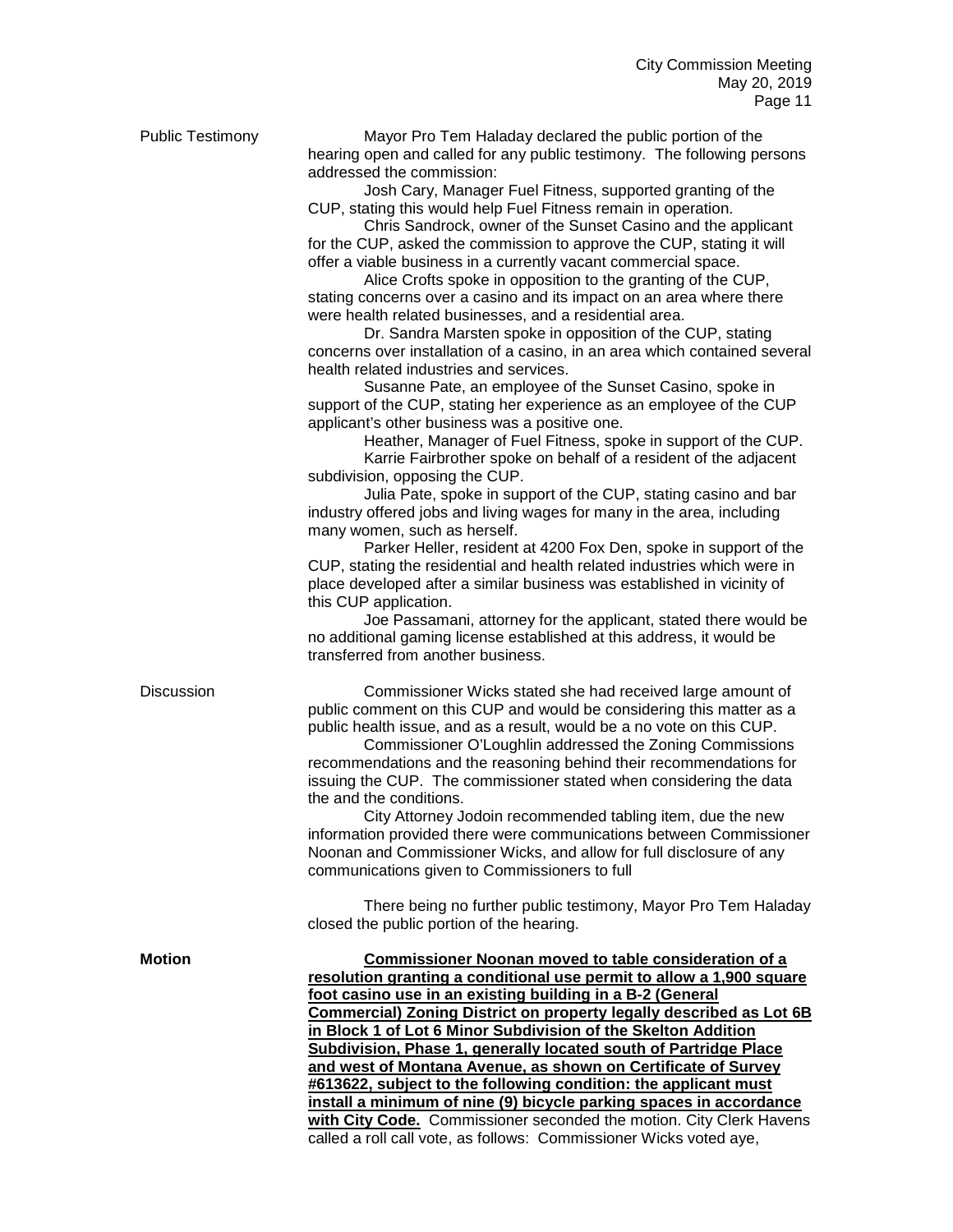**Public Testimony**

Mayor Pro Tem Haladay declared the public portion of the hearing open and called for any public testimony. The following persons addressed the commission:

Josh Cary, Manager Fuel Fitness, supported granting of the CUP, stating this would help Fuel Fitness remain in operation.

Chris Sandrock, owner of the Sunset Casino and the applicant for the CUP, asked the commission to approve the CUP, stating it will offer a viable business in a currently vacant commercial space.

Alice Crofts spoke in opposition to the granting of the CUP, stating concerns over a casino and its impact on an area where there were health related businesses, and a residential area.

Dr. Sandra Marsten spoke in opposition of the CUP, stating concerns over installation of a casino, in an area which contained several health related industries and services.

Susanne Pate, an employee of the Sunset Casino, spoke in support of the CUP, stating her experience as an employee of the CUP applicant's other business was a positive one.

Heather, Manager of Fuel Fitness, spoke in support of the CUP.

Karrie Fairbrother spoke on behalf of a resident of the adjacent subdivision, opposing the CUP.

Julia Pate, spoke in support of the CUP, stating casino and bar industry offered jobs and living wages for many in the area, including many women, such as herself.

Parker Heller, resident at 4200 Fox Den, spoke in support of the CUP, stating the residential and health related industries which were in place developed after a similar business was established in vicinity of this CUP application.

Joe Passamani, attorney for the applicant, stated there would be no additional gaming license established at this address, it would be transferred from another business.

**Discussion**

Commissioner Wicks stated she had received large amount of public comment on this CUP and would be considering this matter as a public health issue, and as a result, would be a no vote on this CUP.

Commissioner O'Loughlin addressed the Zoning Commissions recommendations and the reasoning behind their recommendations for issuing the CUP. The commissioner stated when considering the data the and the conditions.

City Attorney Jodoin recommended tabling item, due the new information provided there were communications between Commissioner Noonan and Commissioner Wicks, and allow for full disclosure of any communications given to Commissioners to full

There being no further public testimony, Mayor Pro Tem Haladay closed the public portion of the hearing.

**Motion**

**Commissioner Noonan moved to table consideration of a resolution granting a conditional use permit to allow a 1,900 square foot casino use in an existing building in a B-2 (General Commercial) Zoning District on property legally described as Lot 6B in Block 1 of Lot 6 Minor Subdivision of the Skelton Addition Subdivision, Phase 1, generally located south of Partridge Place and west of Montana Avenue, as shown on Certificate of Survey #613622, subject to the following condition: the applicant must install a minimum of nine (9) bicycle parking spaces in accordance with City Code.** Commissioner seconded the motion. City Clerk Havens called a roll call vote, as follows: Commissioner Wicks voted aye,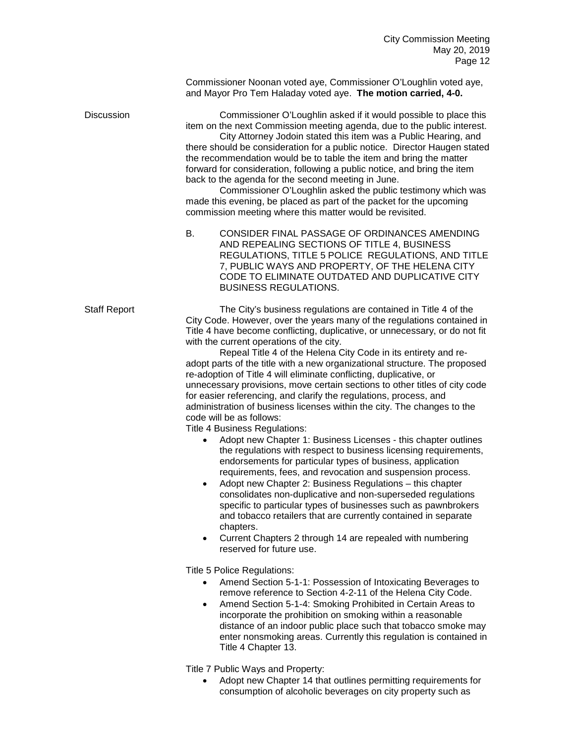Commissioner Noonan voted aye, Commissioner O'Loughlin voted aye, and Mayor Pro Tem Haladay voted aye. **The motion carried, 4-0.**

Discussion

Commissioner O'Loughlin asked if it would possible to place this item on the next Commission meeting agenda, due to the public interest.

City Attorney Jodoin stated this item was a Public Hearing, and there should be consideration for a public notice. Director Haugen stated the recommendation would be to table the item and bring the matter forward for consideration, following a public notice, and bring the item back to the agenda for the second meeting in June.

Commissioner O'Loughlin asked the public testimony which was made this evening, be placed as part of the packet for the upcoming commission meeting where this matter would be revisited.

B. CONSIDER FINAL PASSAGE OF ORDINANCES AMENDING AND REPEALING SECTIONS OF TITLE 4, BUSINESS REGULATIONS, TITLE 5 POLICE REGULATIONS, AND TITLE 7, PUBLIC WAYS AND PROPERTY, OF THE HELENA CITY CODE TO ELIMINATE OUTDATED AND DUPLICATIVE CITY BUSINESS REGULATIONS.

Staff Report

The City's business regulations are contained in Title 4 of the City Code. However, over the years many of the regulations contained in Title 4 have become conflicting, duplicative, or unnecessary, or do not fit with the current operations of the city.

Repeal Title 4 of the Helena City Code in its entirety and re-adopt parts of the title with a new organizational structure. The proposed re-adoption of Title 4 will eliminate conflicting, duplicative, or unnecessary provisions, move certain sections to other titles of city code for easier referencing, and clarify the regulations, process, and administration of business licenses within the city. The changes to the code will be as follows:

Title 4 Business Regulations:

- Adopt new Chapter 1: Business Licenses - this chapter outlines the regulations with respect to business licensing requirements, endorsements for particular types of business, application requirements, fees, and revocation and suspension process.
- Adopt new Chapter 2: Business Regulations – this chapter consolidates non-duplicative and non-superseded regulations specific to particular types of businesses such as pawnbrokers and tobacco retailers that are currently contained in separate chapters.
- Current Chapters 2 through 14 are repealed with numbering reserved for future use.

Title 5 Police Regulations:

- Amend Section 5-1-1: Possession of Intoxicating Beverages to remove reference to Section 4-2-11 of the Helena City Code.
- Amend Section 5-1-4: Smoking Prohibited in Certain Areas to incorporate the prohibition on smoking within a reasonable distance of an indoor public place such that tobacco smoke may enter nonsmoking areas. Currently this regulation is contained in Title 4 Chapter 13.

Title 7 Public Ways and Property:

- Adopt new Chapter 14 that outlines permitting requirements for consumption of alcoholic beverages on city property such as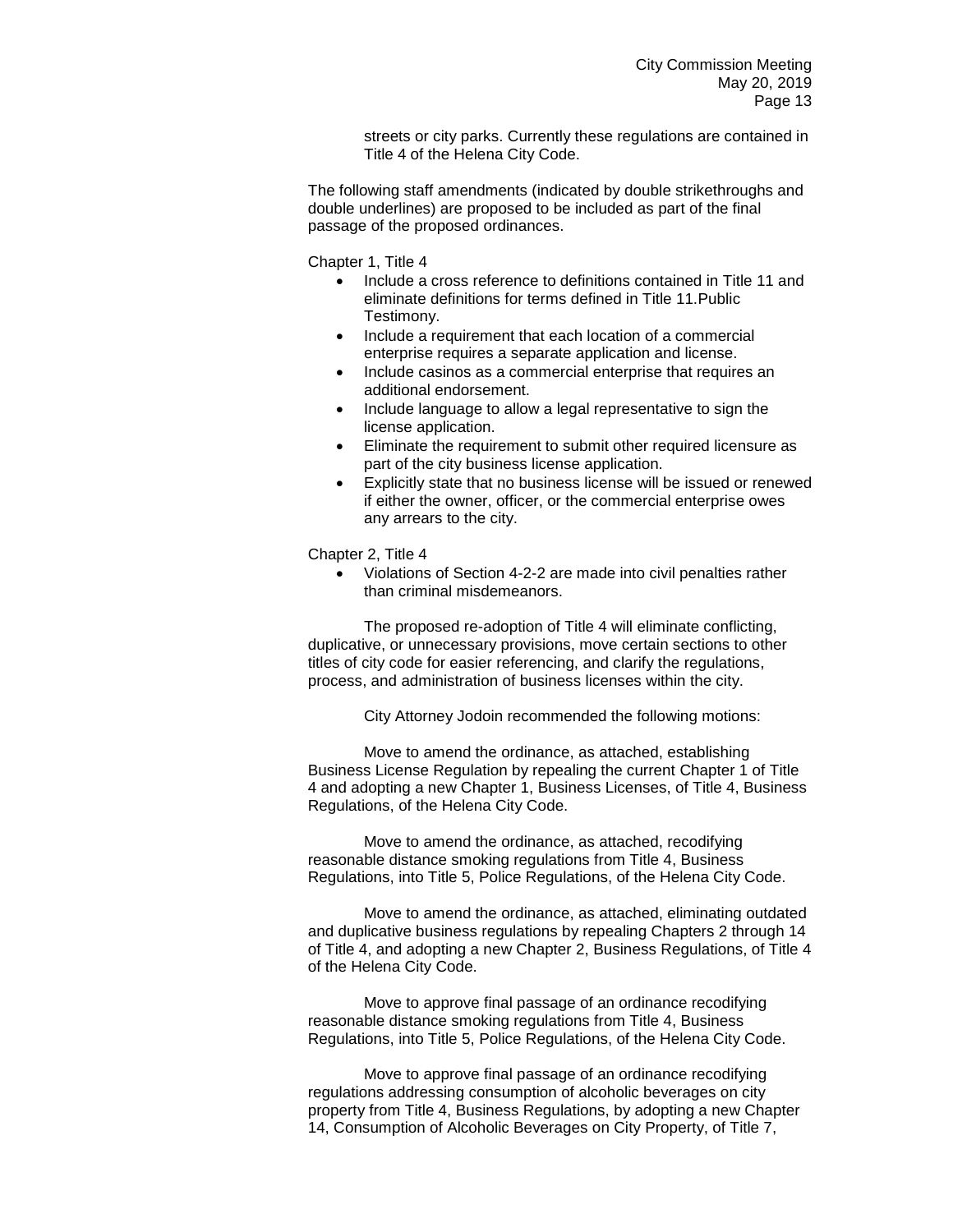streets or city parks. Currently these regulations are contained in Title 4 of the Helena City Code.

The following staff amendments (indicated by double strikethroughs and double underlines) are proposed to be included as part of the final passage of the proposed ordinances.

Chapter 1, Title 4

- Include a cross reference to definitions contained in Title 11 and eliminate definitions for terms defined in Title 11.Public Testimony.
- Include a requirement that each location of a commercial enterprise requires a separate application and license.
- Include casinos as a commercial enterprise that requires an additional endorsement.
- Include language to allow a legal representative to sign the license application.
- Eliminate the requirement to submit other required licensure as part of the city business license application.
- Explicitly state that no business license will be issued or renewed if either the owner, officer, or the commercial enterprise owes any arrears to the city.

Chapter 2, Title 4

- Violations of Section 4-2-2 are made into civil penalties rather than criminal misdemeanors.

The proposed re-adoption of Title 4 will eliminate conflicting, duplicative, or unnecessary provisions, move certain sections to other titles of city code for easier referencing, and clarify the regulations, process, and administration of business licenses within the city.

City Attorney Jodoin recommended the following motions:

Move to amend the ordinance, as attached, establishing Business License Regulation by repealing the current Chapter 1 of Title 4 and adopting a new Chapter 1, Business Licenses, of Title 4, Business Regulations, of the Helena City Code.

Move to amend the ordinance, as attached, recodifying reasonable distance smoking regulations from Title 4, Business Regulations, into Title 5, Police Regulations, of the Helena City Code.

Move to amend the ordinance, as attached, eliminating outdated and duplicative business regulations by repealing Chapters 2 through 14 of Title 4, and adopting a new Chapter 2, Business Regulations, of Title 4 of the Helena City Code.

Move to approve final passage of an ordinance recodifying reasonable distance smoking regulations from Title 4, Business Regulations, into Title 5, Police Regulations, of the Helena City Code.

Move to approve final passage of an ordinance recodifying regulations addressing consumption of alcoholic beverages on city property from Title 4, Business Regulations, by adopting a new Chapter 14, Consumption of Alcoholic Beverages on City Property, of Title 7,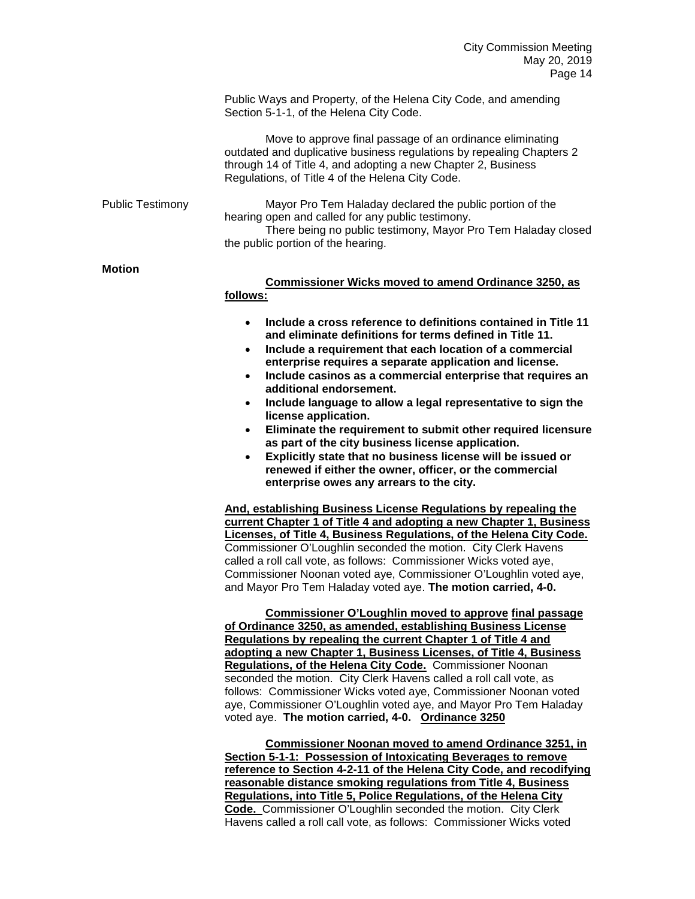Public Ways and Property, of the Helena City Code, and amending Section 5-1-1, of the Helena City Code.

Move to approve final passage of an ordinance eliminating outdated and duplicative business regulations by repealing Chapters 2 through 14 of Title 4, and adopting a new Chapter 2, Business Regulations, of Title 4 of the Helena City Code.

Public Testimony

Mayor Pro Tem Haladay declared the public portion of the hearing open and called for any public testimony.

There being no public testimony, Mayor Pro Tem Haladay closed the public portion of the hearing.

**Motion**

**Commissioner Wicks moved to amend Ordinance 3250, as follows:**

- **Include a cross reference to definitions contained in Title 11 and eliminate definitions for terms defined in Title 11.**
- **Include a requirement that each location of a commercial enterprise requires a separate application and license.**
- **Include casinos as a commercial enterprise that requires an additional endorsement.**
- **Include language to allow a legal representative to sign the license application.**
- **Eliminate the requirement to submit other required licensure as part of the city business license application.**
- **Explicitly state that no business license will be issued or renewed if either the owner, officer, or the commercial enterprise owes any arrears to the city.**

**And, establishing Business License Regulations by repealing the current Chapter 1 of Title 4 and adopting a new Chapter 1, Business Licenses, of Title 4, Business Regulations, of the Helena City Code.** Commissioner O'Loughlin seconded the motion. City Clerk Havens called a roll call vote, as follows: Commissioner Wicks voted aye, Commissioner Noonan voted aye, Commissioner O'Loughlin voted aye, and Mayor Pro Tem Haladay voted aye. **The motion carried, 4-0.**

**Commissioner O'Loughlin moved to approve final passage of Ordinance 3250, as amended, establishing Business License Regulations by repealing the current Chapter 1 of Title 4 and adopting a new Chapter 1, Business Licenses, of Title 4, Business Regulations, of the Helena City Code.** Commissioner Noonan seconded the motion. City Clerk Havens called a roll call vote, as follows: Commissioner Wicks voted aye, Commissioner Noonan voted aye, Commissioner O'Loughlin voted aye, and Mayor Pro Tem Haladay voted aye. **The motion carried, 4-0. Ordinance 3250**

**Commissioner Noonan moved to amend Ordinance 3251, in Section 5-1-1: Possession of Intoxicating Beverages to remove reference to Section 4-2-11 of the Helena City Code, and recodifying reasonable distance smoking regulations from Title 4, Business Regulations, into Title 5, Police Regulations, of the Helena City Code.** Commissioner O'Loughlin seconded the motion. City Clerk Havens called a roll call vote, as follows: Commissioner Wicks voted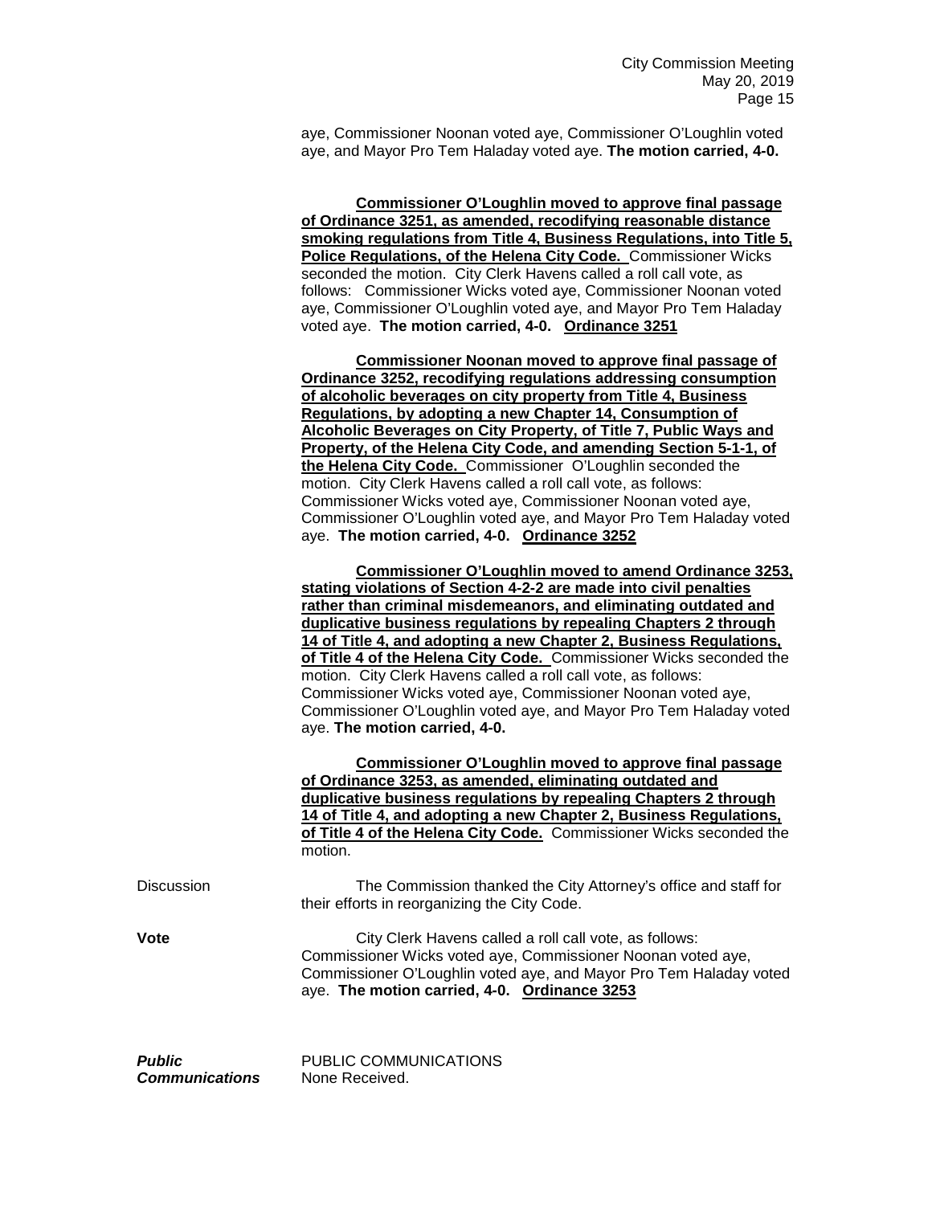aye, Commissioner Noonan voted aye, Commissioner O'Loughlin voted aye, and Mayor Pro Tem Haladay voted aye. **The motion carried, 4-0.**

**Commissioner O'Loughlin moved to approve final passage of Ordinance 3251, as amended, recodifying reasonable distance smoking regulations from Title 4, Business Regulations, into Title 5, Police Regulations, of the Helena City Code.** Commissioner Wicks seconded the motion. City Clerk Havens called a roll call vote, as follows: Commissioner Wicks voted aye, Commissioner Noonan voted aye, Commissioner O'Loughlin voted aye, and Mayor Pro Tem Haladay voted aye. **The motion carried, 4-0. Ordinance 3251**

**Commissioner Noonan moved to approve final passage of Ordinance 3252, recodifying regulations addressing consumption of alcoholic beverages on city property from Title 4, Business Regulations, by adopting a new Chapter 14, Consumption of Alcoholic Beverages on City Property, of Title 7, Public Ways and Property, of the Helena City Code, and amending Section 5-1-1, of the Helena City Code.** Commissioner O'Loughlin seconded the motion. City Clerk Havens called a roll call vote, as follows: Commissioner Wicks voted aye, Commissioner Noonan voted aye, Commissioner O'Loughlin voted aye, and Mayor Pro Tem Haladay voted aye. **The motion carried, 4-0. Ordinance 3252**

**Commissioner O'Loughlin moved to amend Ordinance 3253, stating violations of Section 4-2-2 are made into civil penalties rather than criminal misdemeanors, and eliminating outdated and duplicative business regulations by repealing Chapters 2 through 14 of Title 4, and adopting a new Chapter 2, Business Regulations, of Title 4 of the Helena City Code.** Commissioner Wicks seconded the motion. City Clerk Havens called a roll call vote, as follows: Commissioner Wicks voted aye, Commissioner Noonan voted aye, Commissioner O'Loughlin voted aye, and Mayor Pro Tem Haladay voted aye. **The motion carried, 4-0.**

**Commissioner O'Loughlin moved to approve final passage of Ordinance 3253, as amended, eliminating outdated and duplicative business regulations by repealing Chapters 2 through 14 of Title 4, and adopting a new Chapter 2, Business Regulations, of Title 4 of the Helena City Code.** Commissioner Wicks seconded the motion.

Discussion

The Commission thanked the City Attorney's office and staff for their efforts in reorganizing the City Code.

**Vote**

City Clerk Havens called a roll call vote, as follows: Commissioner Wicks voted aye, Commissioner Noonan voted aye, Commissioner O'Loughlin voted aye, and Mayor Pro Tem Haladay voted aye. **The motion carried, 4-0. Ordinance 3253**

***Public Communications***

PUBLIC COMMUNICATIONS
None Received.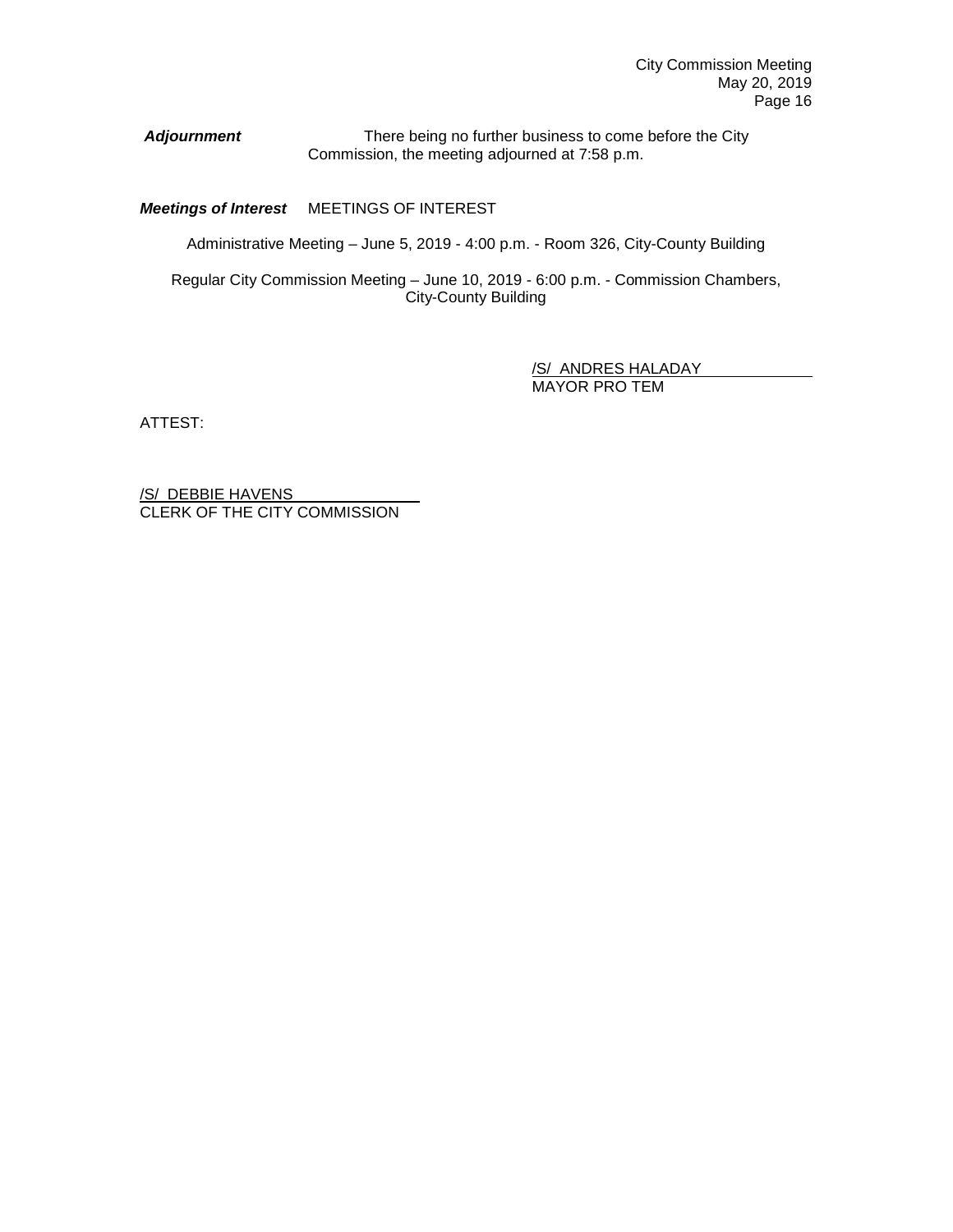***Adjournment*** There being no further business to come before the City Commission, the meeting adjourned at 7:58 p.m.

***Meetings of Interest*** MEETINGS OF INTEREST

Administrative Meeting – June 5, 2019 - 4:00 p.m. - Room 326, City-County Building

Regular City Commission Meeting – June 10, 2019 - 6:00 p.m. - Commission Chambers, City-County Building

/S/ ANDRES HALADAY
MAYOR PRO TEM

ATTEST:

/S/ DEBBIE HAVENS
CLERK OF THE CITY COMMISSION